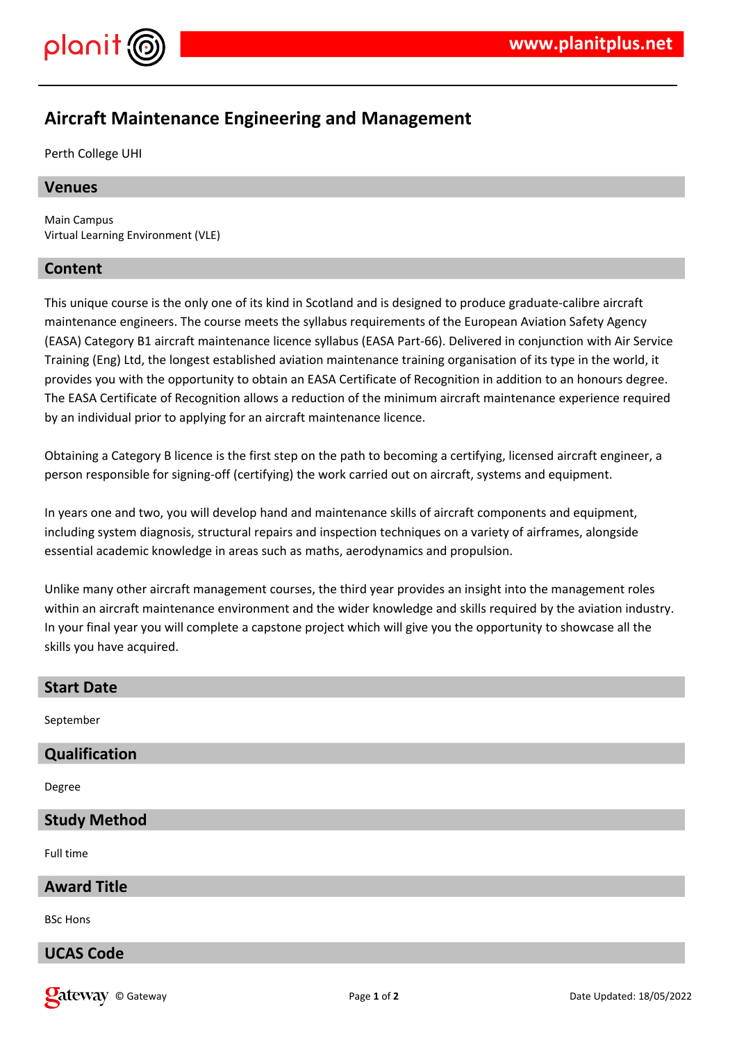# Aircraft Maintenance Engineering and Management

Perth College UHI

## Venues

Main Campus
Virtual Learning Environment (VLE)

## Content

This unique course is the only one of its kind in Scotland and is designed to produce graduate-calibre aircraft maintenance engineers. The course meets the syllabus requirements of the European Aviation Safety Agency (EASA) Category B1 aircraft maintenance licence syllabus (EASA Part-66). Delivered in conjunction with Air Service Training (Eng) Ltd, the longest established aviation maintenance training organisation of its type in the world, it provides you with the opportunity to obtain an EASA Certificate of Recognition in addition to an honours degree. The EASA Certificate of Recognition allows a reduction of the minimum aircraft maintenance experience required by an individual prior to applying for an aircraft maintenance licence.

Obtaining a Category B licence is the first step on the path to becoming a certifying, licensed aircraft engineer, a person responsible for signing-off (certifying) the work carried out on aircraft, systems and equipment.

In years one and two, you will develop hand and maintenance skills of aircraft components and equipment, including system diagnosis, structural repairs and inspection techniques on a variety of airframes, alongside essential academic knowledge in areas such as maths, aerodynamics and propulsion.

Unlike many other aircraft management courses, the third year provides an insight into the management roles within an aircraft maintenance environment and the wider knowledge and skills required by the aviation industry. In your final year you will complete a capstone project which will give you the opportunity to showcase all the skills you have acquired.

## Start Date

September

## Qualification

Degree

## Study Method

Full time

## Award Title

BSc Hons

## UCAS Code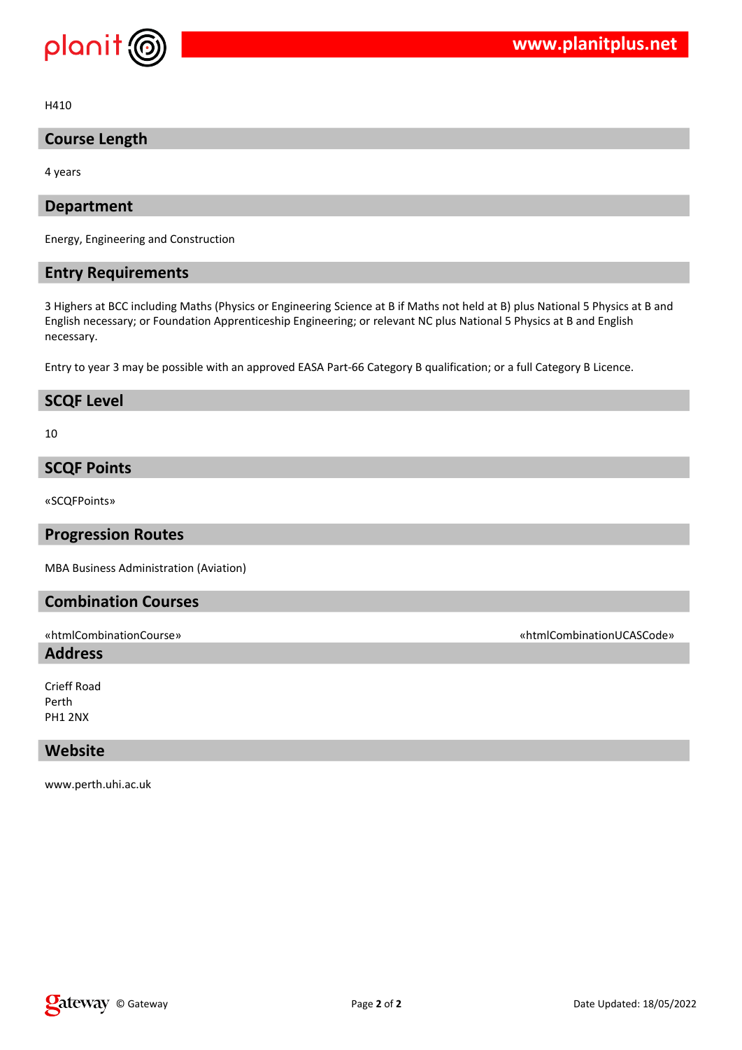H410

## Course Length

4 years

## Department

Energy, Engineering and Construction

## Entry Requirements

3 Highers at BCC including Maths (Physics or Engineering Science at B if Maths not held at B) plus National 5 Physics at B and English necessary; or Foundation Apprenticeship Engineering; or relevant NC plus National 5 Physics at B and English necessary.

Entry to year 3 may be possible with an approved EASA Part-66 Category B qualification; or a full Category B Licence.

## SCQF Level

10

## SCQF Points

«SCQFPoints»

## Progression Routes

MBA Business Administration (Aviation)

## Combination Courses

«htmlCombinationCourse» «htmlCombinationUCASCode»

## Address

Crieff Road
Perth
PH1 2NX

## Website

www.perth.uhi.ac.uk